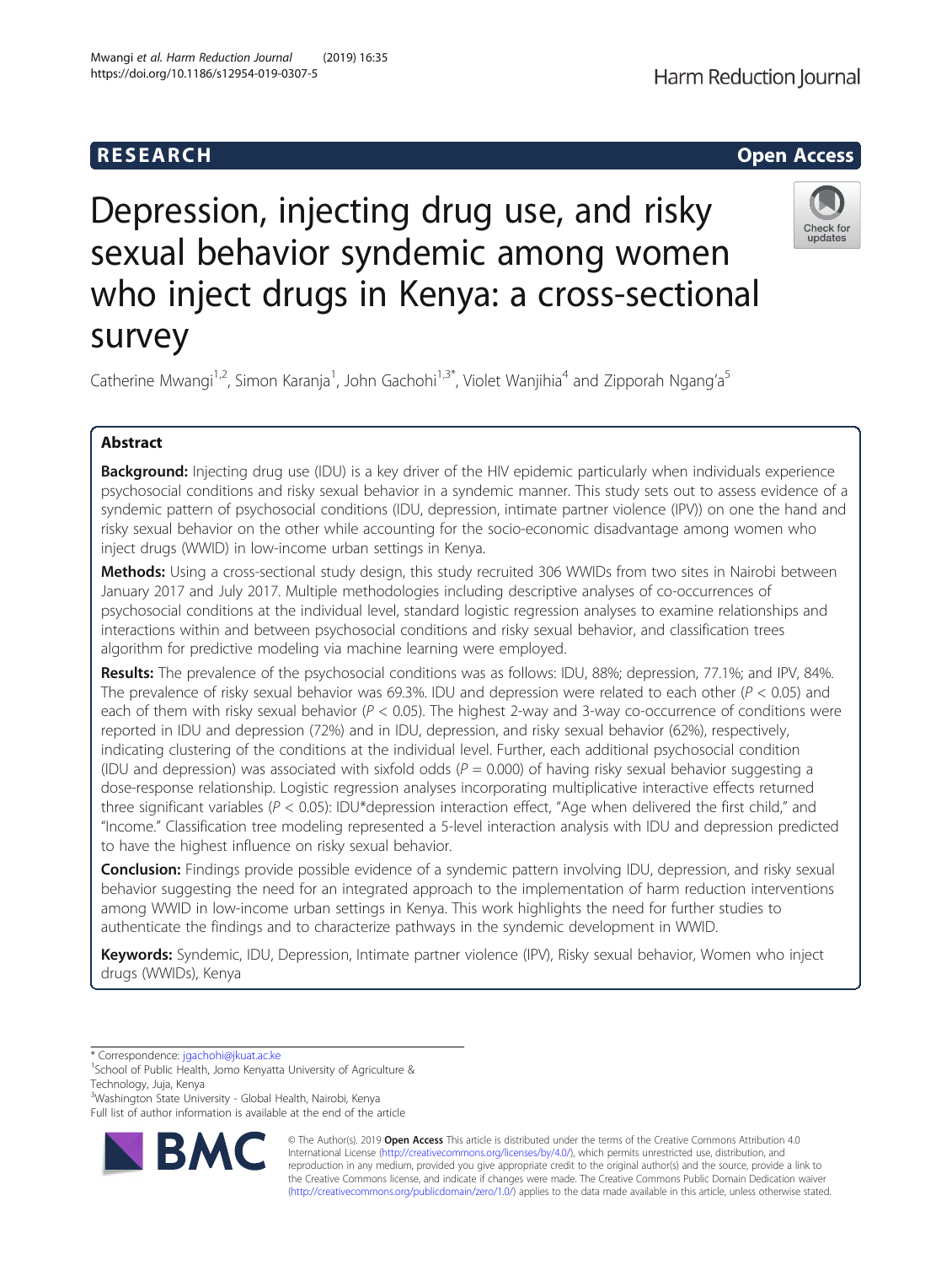# RESEARCH

# Depression, injecting drug use, and risky sexual behavior syndemic among women who inject drugs in Kenya: a cross-sectional survey

Catherine Mwangi[1,2], Simon Karanja[1], John Gachohi[1,3*], Violet Wanjihia[4] and Zipporah Ngang'a[5]

## Abstract

**Background:** Injecting drug use (IDU) is a key driver of the HIV epidemic particularly when individuals experience psychosocial conditions and risky sexual behavior in a syndemic manner. This study sets out to assess evidence of a syndemic pattern of psychosocial conditions (IDU, depression, intimate partner violence (IPV)) on one the hand and risky sexual behavior on the other while accounting for the socio-economic disadvantage among women who inject drugs (WWID) in low-income urban settings in Kenya.

**Methods:** Using a cross-sectional study design, this study recruited 306 WWIDs from two sites in Nairobi between January 2017 and July 2017. Multiple methodologies including descriptive analyses of co-occurrences of psychosocial conditions at the individual level, standard logistic regression analyses to examine relationships and interactions within and between psychosocial conditions and risky sexual behavior, and classification trees algorithm for predictive modeling via machine learning were employed.

**Results:** The prevalence of the psychosocial conditions was as follows: IDU, 88%; depression, 77.1%; and IPV, 84%. The prevalence of risky sexual behavior was 69.3%. IDU and depression were related to each other ($P < 0.05$) and each of them with risky sexual behavior ($P < 0.05$). The highest 2-way and 3-way co-occurrence of conditions were reported in IDU and depression (72%) and in IDU, depression, and risky sexual behavior (62%), respectively, indicating clustering of the conditions at the individual level. Further, each additional psychosocial condition (IDU and depression) was associated with sixfold odds ($P = 0.000$) of having risky sexual behavior suggesting a dose-response relationship. Logistic regression analyses incorporating multiplicative interactive effects returned three significant variables ($P < 0.05$): IDU*depression interaction effect, "Age when delivered the first child," and "Income." Classification tree modeling represented a 5-level interaction analysis with IDU and depression predicted to have the highest influence on risky sexual behavior.

**Conclusion:** Findings provide possible evidence of a syndemic pattern involving IDU, depression, and risky sexual behavior suggesting the need for an integrated approach to the implementation of harm reduction interventions among WWID in low-income urban settings in Kenya. This work highlights the need for further studies to authenticate the findings and to characterize pathways in the syndemic development in WWID.

**Keywords:** Syndemic, IDU, Depression, Intimate partner violence (IPV), Risky sexual behavior, Women who inject drugs (WWIDs), Kenya

---

\* Correspondence: jgachohi@jkuat.ac.ke
[1]School of Public Health, Jomo Kenyatta University of Agriculture & Technology, Juja, Kenya
[3]Washington State University - Global Health, Nairobi, Kenya
Full list of author information is available at the end of the article

© The Author(s). 2019 **Open Access** This article is distributed under the terms of the Creative Commons Attribution 4.0 International License (http://creativecommons.org/licenses/by/4.0/), which permits unrestricted use, distribution, and reproduction in any medium, provided you give appropriate credit to the original author(s) and the source, provide a link to the Creative Commons license, and indicate if changes were made. The Creative Commons Public Domain Dedication waiver (http://creativecommons.org/publicdomain/zero/1.0/) applies to the data made available in this article, unless otherwise stated.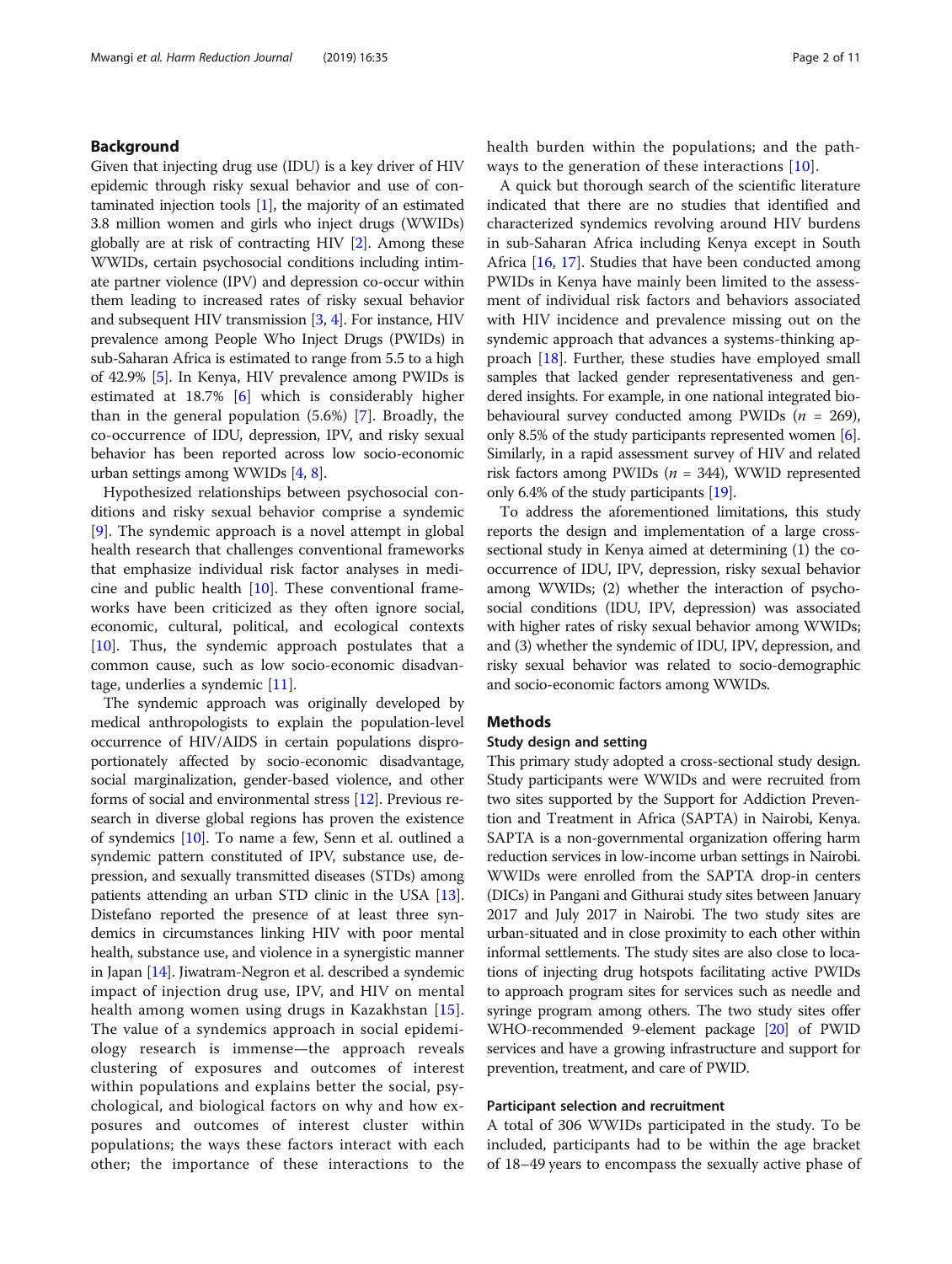## Background

Given that injecting drug use (IDU) is a key driver of HIV epidemic through risky sexual behavior and use of contaminated injection tools [1], the majority of an estimated 3.8 million women and girls who inject drugs (WWIDs) globally are at risk of contracting HIV [2]. Among these WWIDs, certain psychosocial conditions including intimate partner violence (IPV) and depression co-occur within them leading to increased rates of risky sexual behavior and subsequent HIV transmission [3, 4]. For instance, HIV prevalence among People Who Inject Drugs (PWIDs) in sub-Saharan Africa is estimated to range from 5.5 to a high of 42.9% [5]. In Kenya, HIV prevalence among PWIDs is estimated at 18.7% [6] which is considerably higher than in the general population (5.6%) [7]. Broadly, the co-occurrence of IDU, depression, IPV, and risky sexual behavior has been reported across low socio-economic urban settings among WWIDs [4, 8].

Hypothesized relationships between psychosocial conditions and risky sexual behavior comprise a syndemic [9]. The syndemic approach is a novel attempt in global health research that challenges conventional frameworks that emphasize individual risk factor analyses in medicine and public health [10]. These conventional frameworks have been criticized as they often ignore social, economic, cultural, political, and ecological contexts [10]. Thus, the syndemic approach postulates that a common cause, such as low socio-economic disadvantage, underlies a syndemic [11].

The syndemic approach was originally developed by medical anthropologists to explain the population-level occurrence of HIV/AIDS in certain populations disproportionately affected by socio-economic disadvantage, social marginalization, gender-based violence, and other forms of social and environmental stress [12]. Previous research in diverse global regions has proven the existence of syndemics [10]. To name a few, Senn et al. outlined a syndemic pattern constituted of IPV, substance use, depression, and sexually transmitted diseases (STDs) among patients attending an urban STD clinic in the USA [13]. Distefano reported the presence of at least three syndemics in circumstances linking HIV with poor mental health, substance use, and violence in a synergistic manner in Japan [14]. Jiwatram-Negron et al. described a syndemic impact of injection drug use, IPV, and HIV on mental health among women using drugs in Kazakhstan [15]. The value of a syndemics approach in social epidemiology research is immense—the approach reveals clustering of exposures and outcomes of interest within populations and explains better the social, psychological, and biological factors on why and how exposures and outcomes of interest cluster within populations; the ways these factors interact with each other; the importance of these interactions to the health burden within the populations; and the pathways to the generation of these interactions [10].

A quick but thorough search of the scientific literature indicated that there are no studies that identified and characterized syndemics revolving around HIV burdens in sub-Saharan Africa including Kenya except in South Africa [16, 17]. Studies that have been conducted among PWIDs in Kenya have mainly been limited to the assessment of individual risk factors and behaviors associated with HIV incidence and prevalence missing out on the syndemic approach that advances a systems-thinking approach [18]. Further, these studies have employed small samples that lacked gender representativeness and gendered insights. For example, in one national integrated bio-behavioural survey conducted among PWIDs ($n$ = 269), only 8.5% of the study participants represented women [6]. Similarly, in a rapid assessment survey of HIV and related risk factors among PWIDs ($n$ = 344), WWID represented only 6.4% of the study participants [19].

To address the aforementioned limitations, this study reports the design and implementation of a large cross-sectional study in Kenya aimed at determining (1) the co-occurrence of IDU, IPV, depression, risky sexual behavior among WWIDs; (2) whether the interaction of psychosocial conditions (IDU, IPV, depression) was associated with higher rates of risky sexual behavior among WWIDs; and (3) whether the syndemic of IDU, IPV, depression, and risky sexual behavior was related to socio-demographic and socio-economic factors among WWIDs.

## Methods

### Study design and setting

This primary study adopted a cross-sectional study design. Study participants were WWIDs and were recruited from two sites supported by the Support for Addiction Prevention and Treatment in Africa (SAPTA) in Nairobi, Kenya. SAPTA is a non-governmental organization offering harm reduction services in low-income urban settings in Nairobi. WWIDs were enrolled from the SAPTA drop-in centers (DICs) in Pangani and Githurai study sites between January 2017 and July 2017 in Nairobi. The two study sites are urban-situated and in close proximity to each other within informal settlements. The study sites are also close to locations of injecting drug hotspots facilitating active PWIDs to approach program sites for services such as needle and syringe program among others. The two study sites offer WHO-recommended 9-element package [20] of PWID services and have a growing infrastructure and support for prevention, treatment, and care of PWID.

### Participant selection and recruitment

A total of 306 WWIDs participated in the study. To be included, participants had to be within the age bracket of 18–49 years to encompass the sexually active phase of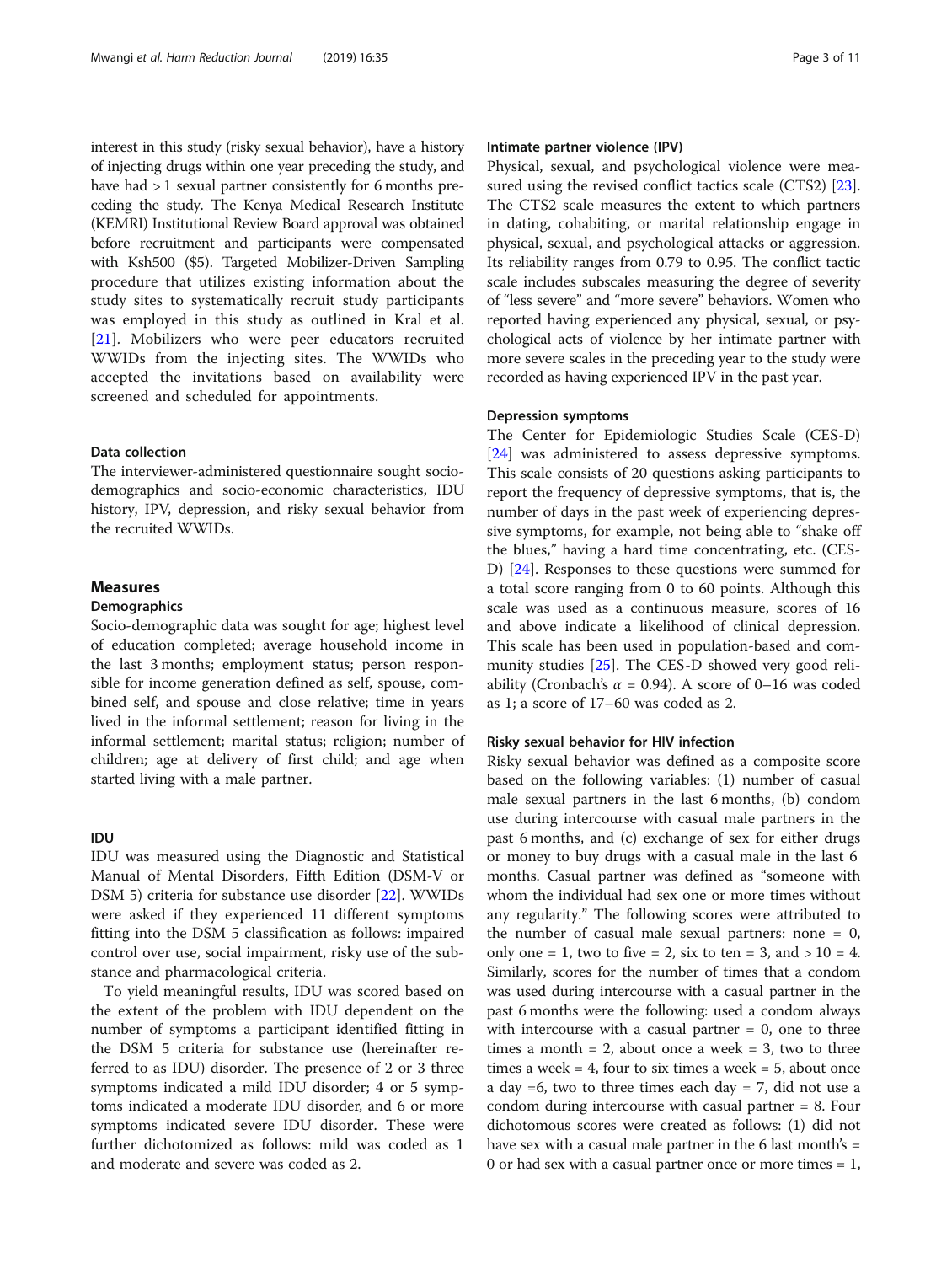interest in this study (risky sexual behavior), have a history of injecting drugs within one year preceding the study, and have had > 1 sexual partner consistently for 6 months preceding the study. The Kenya Medical Research Institute (KEMRI) Institutional Review Board approval was obtained before recruitment and participants were compensated with Ksh500 ($5). Targeted Mobilizer-Driven Sampling procedure that utilizes existing information about the study sites to systematically recruit study participants was employed in this study as outlined in Kral et al. [21]. Mobilizers who were peer educators recruited WWIDs from the injecting sites. The WWIDs who accepted the invitations based on availability were screened and scheduled for appointments.

### Data collection

The interviewer-administered questionnaire sought socio-demographics and socio-economic characteristics, IDU history, IPV, depression, and risky sexual behavior from the recruited WWIDs.

## Measures

### Demographics

Socio-demographic data was sought for age; highest level of education completed; average household income in the last 3 months; employment status; person responsible for income generation defined as self, spouse, combined self, and spouse and close relative; time in years lived in the informal settlement; reason for living in the informal settlement; marital status; religion; number of children; age at delivery of first child; and age when started living with a male partner.

### IDU

IDU was measured using the Diagnostic and Statistical Manual of Mental Disorders, Fifth Edition (DSM-V or DSM 5) criteria for substance use disorder [22]. WWIDs were asked if they experienced 11 different symptoms fitting into the DSM 5 classification as follows: impaired control over use, social impairment, risky use of the substance and pharmacological criteria.

To yield meaningful results, IDU was scored based on the extent of the problem with IDU dependent on the number of symptoms a participant identified fitting in the DSM 5 criteria for substance use (hereinafter referred to as IDU) disorder. The presence of 2 or 3 three symptoms indicated a mild IDU disorder; 4 or 5 symptoms indicated a moderate IDU disorder, and 6 or more symptoms indicated severe IDU disorder. These were further dichotomized as follows: mild was coded as 1 and moderate and severe was coded as 2.

### Intimate partner violence (IPV)

Physical, sexual, and psychological violence were measured using the revised conflict tactics scale (CTS2) [23]. The CTS2 scale measures the extent to which partners in dating, cohabiting, or marital relationship engage in physical, sexual, and psychological attacks or aggression. Its reliability ranges from 0.79 to 0.95. The conflict tactic scale includes subscales measuring the degree of severity of "less severe" and "more severe" behaviors. Women who reported having experienced any physical, sexual, or psychological acts of violence by her intimate partner with more severe scales in the preceding year to the study were recorded as having experienced IPV in the past year.

### Depression symptoms

The Center for Epidemiologic Studies Scale (CES-D) [24] was administered to assess depressive symptoms. This scale consists of 20 questions asking participants to report the frequency of depressive symptoms, that is, the number of days in the past week of experiencing depressive symptoms, for example, not being able to "shake off the blues," having a hard time concentrating, etc. (CES-D) [24]. Responses to these questions were summed for a total score ranging from 0 to 60 points. Although this scale was used as a continuous measure, scores of 16 and above indicate a likelihood of clinical depression. This scale has been used in population-based and community studies [25]. The CES-D showed very good reliability (Cronbach's $\alpha = 0.94$). A score of 0–16 was coded as 1; a score of 17–60 was coded as 2.

### Risky sexual behavior for HIV infection

Risky sexual behavior was defined as a composite score based on the following variables: (1) number of casual male sexual partners in the last 6 months, (b) condom use during intercourse with casual male partners in the past 6 months, and (c) exchange of sex for either drugs or money to buy drugs with a casual male in the last 6 months. Casual partner was defined as "someone with whom the individual had sex one or more times without any regularity." The following scores were attributed to the number of casual male sexual partners: none = 0, only one = 1, two to five = 2, six to ten = 3, and > 10 = 4. Similarly, scores for the number of times that a condom was used during intercourse with a casual partner in the past 6 months were the following: used a condom always with intercourse with a casual partner = 0, one to three times a month = 2, about once a week = 3, two to three times a week = 4, four to six times a week = 5, about once a day =6, two to three times each day = 7, did not use a condom during intercourse with casual partner = 8. Four dichotomous scores were created as follows: (1) did not have sex with a casual male partner in the 6 last month's = 0 or had sex with a casual partner once or more times = 1,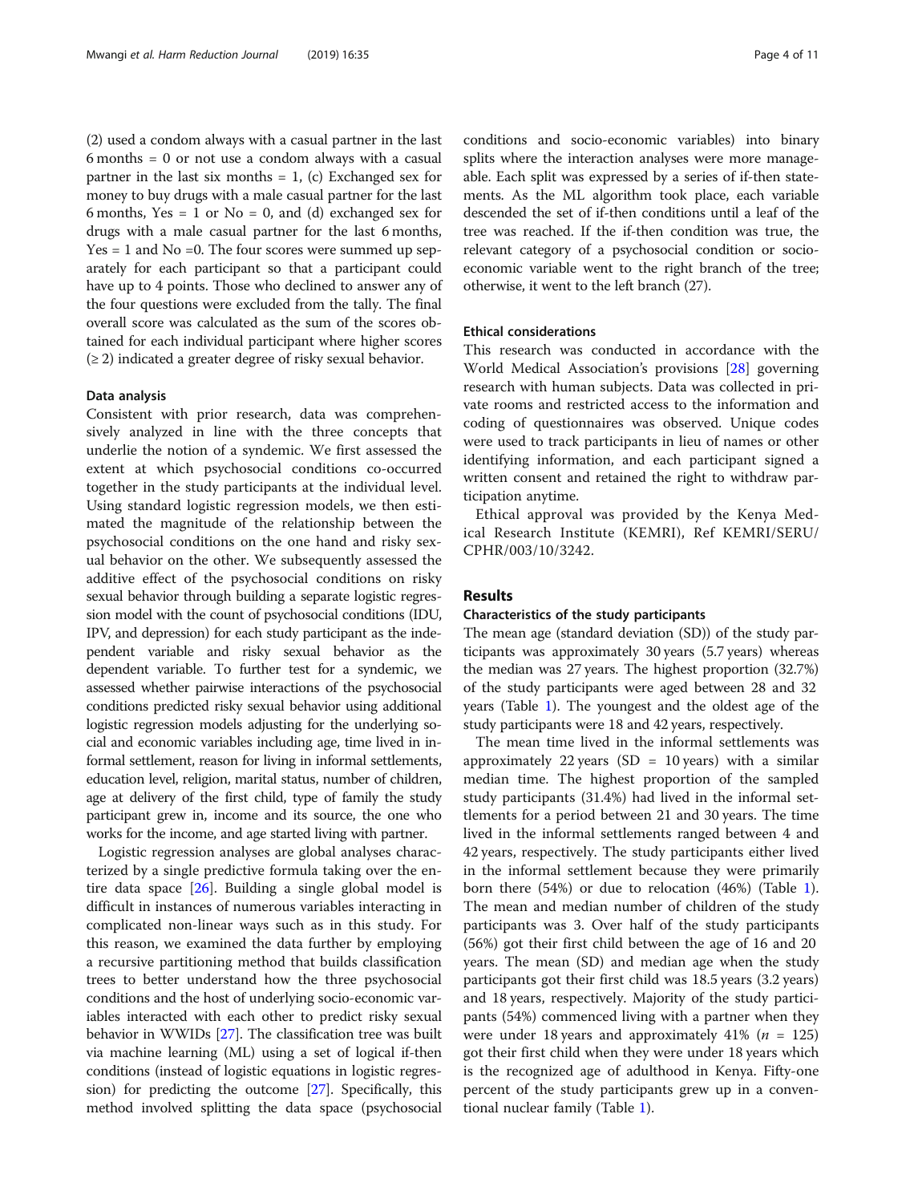(2) used a condom always with a casual partner in the last 6 months = 0 or not use a condom always with a casual partner in the last six months = 1, (c) Exchanged sex for money to buy drugs with a male casual partner for the last 6 months, Yes = 1 or No = 0, and (d) exchanged sex for drugs with a male casual partner for the last 6 months, Yes = 1 and No =0. The four scores were summed up separately for each participant so that a participant could have up to 4 points. Those who declined to answer any of the four questions were excluded from the tally. The final overall score was calculated as the sum of the scores obtained for each individual participant where higher scores (≥ 2) indicated a greater degree of risky sexual behavior.

#### Data analysis

Consistent with prior research, data was comprehensively analyzed in line with the three concepts that underlie the notion of a syndemic. We first assessed the extent at which psychosocial conditions co-occurred together in the study participants at the individual level. Using standard logistic regression models, we then estimated the magnitude of the relationship between the psychosocial conditions on the one hand and risky sexual behavior on the other. We subsequently assessed the additive effect of the psychosocial conditions on risky sexual behavior through building a separate logistic regression model with the count of psychosocial conditions (IDU, IPV, and depression) for each study participant as the independent variable and risky sexual behavior as the dependent variable. To further test for a syndemic, we assessed whether pairwise interactions of the psychosocial conditions predicted risky sexual behavior using additional logistic regression models adjusting for the underlying social and economic variables including age, time lived in informal settlement, reason for living in informal settlements, education level, religion, marital status, number of children, age at delivery of the first child, type of family the study participant grew in, income and its source, the one who works for the income, and age started living with partner.

Logistic regression analyses are global analyses characterized by a single predictive formula taking over the entire data space [26]. Building a single global model is difficult in instances of numerous variables interacting in complicated non-linear ways such as in this study. For this reason, we examined the data further by employing a recursive partitioning method that builds classification trees to better understand how the three psychosocial conditions and the host of underlying socio-economic variables interacted with each other to predict risky sexual behavior in WWIDs [27]. The classification tree was built via machine learning (ML) using a set of logical if-then conditions (instead of logistic equations in logistic regression) for predicting the outcome [27]. Specifically, this method involved splitting the data space (psychosocial conditions and socio-economic variables) into binary splits where the interaction analyses were more manageable. Each split was expressed by a series of if-then statements. As the ML algorithm took place, each variable descended the set of if-then conditions until a leaf of the tree was reached. If the if-then condition was true, the relevant category of a psychosocial condition or socio-economic variable went to the right branch of the tree; otherwise, it went to the left branch (27).

#### Ethical considerations

This research was conducted in accordance with the World Medical Association's provisions [28] governing research with human subjects. Data was collected in private rooms and restricted access to the information and coding of questionnaires was observed. Unique codes were used to track participants in lieu of names or other identifying information, and each participant signed a written consent and retained the right to withdraw participation anytime.

Ethical approval was provided by the Kenya Medical Research Institute (KEMRI), Ref KEMRI/SERU/CPHR/003/10/3242.

## Results

#### Characteristics of the study participants

The mean age (standard deviation (SD)) of the study participants was approximately 30 years (5.7 years) whereas the median was 27 years. The highest proportion (32.7%) of the study participants were aged between 28 and 32 years (Table 1). The youngest and the oldest age of the study participants were 18 and 42 years, respectively.

The mean time lived in the informal settlements was approximately 22 years (SD = 10 years) with a similar median time. The highest proportion of the sampled study participants (31.4%) had lived in the informal settlements for a period between 21 and 30 years. The time lived in the informal settlements ranged between 4 and 42 years, respectively. The study participants either lived in the informal settlement because they were primarily born there (54%) or due to relocation (46%) (Table 1). The mean and median number of children of the study participants was 3. Over half of the study participants (56%) got their first child between the age of 16 and 20 years. The mean (SD) and median age when the study participants got their first child was 18.5 years (3.2 years) and 18 years, respectively. Majority of the study participants (54%) commenced living with a partner when they were under 18 years and approximately 41% ($n$ = 125) got their first child when they were under 18 years which is the recognized age of adulthood in Kenya. Fifty-one percent of the study participants grew up in a conventional nuclear family (Table 1).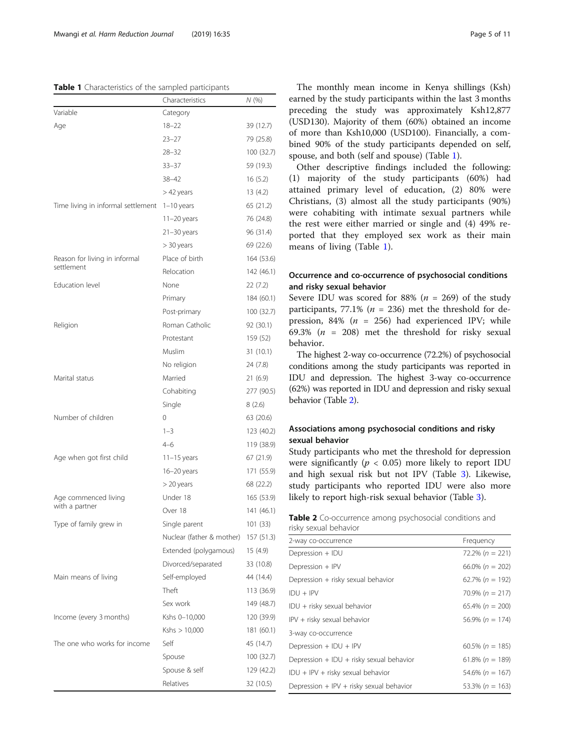**Table 1** Characteristics of the sampled participants

| | Characteristics | N (%) |
|---|---|---|
| Variable | Category | |
| Age | 18–22 | 39 (12.7) |
| | 23–27 | 79 (25.8) |
| | 28–32 | 100 (32.7) |
| | 33–37 | 59 (19.3) |
| | 38–42 | 16 (5.2) |
| | > 42 years | 13 (4.2) |
| Time living in informal settlement | 1–10 years | 65 (21.2) |
| | 11–20 years | 76 (24.8) |
| | 21–30 years | 96 (31.4) |
| | > 30 years | 69 (22.6) |
| Reason for living in informal settlement | Place of birth | 164 (53.6) |
| | Relocation | 142 (46.1) |
| Education level | None | 22 (7.2) |
| | Primary | 184 (60.1) |
| | Post-primary | 100 (32.7) |
| Religion | Roman Catholic | 92 (30.1) |
| | Protestant | 159 (52) |
| | Muslim | 31 (10.1) |
| | No religion | 24 (7.8) |
| Marital status | Married | 21 (6.9) |
| | Cohabiting | 277 (90.5) |
| | Single | 8 (2.6) |
| Number of children | 0 | 63 (20.6) |
| | 1–3 | 123 (40.2) |
| | 4–6 | 119 (38.9) |
| Age when got first child | 11–15 years | 67 (21.9) |
| | 16–20 years | 171 (55.9) |
| | > 20 years | 68 (22.2) |
| Age commenced living with a partner | Under 18 | 165 (53.9) |
| | Over 18 | 141 (46.1) |
| Type of family grew in | Single parent | 101 (33) |
| | Nuclear (father & mother) | 157 (51.3) |
| | Extended (polygamous) | 15 (4.9) |
| | Divorced/separated | 33 (10.8) |
| Main means of living | Self-employed | 44 (14.4) |
| | Theft | 113 (36.9) |
| | Sex work | 149 (48.7) |
| Income (every 3 months) | Kshs 0–10,000 | 120 (39.9) |
| | Kshs > 10,000 | 181 (60.1) |
| The one who works for income | Self | 45 (14.7) |
| | Spouse | 100 (32.7) |
| | Spouse & self | 129 (42.2) |
| | Relatives | 32 (10.5) |

The monthly mean income in Kenya shillings (Ksh) earned by the study participants within the last 3 months preceding the study was approximately Ksh12,877 (USD130). Majority of them (60%) obtained an income of more than Ksh10,000 (USD100). Financially, a combined 90% of the study participants depended on self, spouse, and both (self and spouse) (Table 1).

Other descriptive findings included the following: (1) majority of the study participants (60%) had attained primary level of education, (2) 80% were Christians, (3) almost all the study participants (90%) were cohabiting with intimate sexual partners while the rest were either married or single and (4) 49% reported that they employed sex work as their main means of living (Table 1).

## Occurrence and co-occurrence of psychosocial conditions and risky sexual behavior

Severe IDU was scored for 88% ($n$ = 269) of the study participants, 77.1% ($n$ = 236) met the threshold for depression, 84% ($n$ = 256) had experienced IPV; while 69.3% ($n$ = 208) met the threshold for risky sexual behavior.

The highest 2-way co-occurrence (72.2%) of psychosocial conditions among the study participants was reported in IDU and depression. The highest 3-way co-occurrence (62%) was reported in IDU and depression and risky sexual behavior (Table 2).

## Associations among psychosocial conditions and risky sexual behavior

Study participants who met the threshold for depression were significantly ($p$ < 0.05) more likely to report IDU and high sexual risk but not IPV (Table 3). Likewise, study participants who reported IDU were also more likely to report high-risk sexual behavior (Table 3).

**Table 2** Co-occurrence among psychosocial conditions and risky sexual behavior

| 2-way co-occurrence | Frequency |
|---|---|
| Depression + IDU | 72.2% ($n$ = 221) |
| Depression + IPV | 66.0% ($n$ = 202) |
| Depression + risky sexual behavior | 62.7% ($n$ = 192) |
| IDU + IPV | 70.9% ($n$ = 217) |
| IDU + risky sexual behavior | 65.4% ($n$ = 200) |
| IPV + risky sexual behavior | 56.9% ($n$ = 174) |
| 3-way co-occurrence | |
| Depression + IDU + IPV | 60.5% ($n$ = 185) |
| Depression + IDU + risky sexual behavior | 61.8% ($n$ = 189) |
| IDU + IPV + risky sexual behavior | 54.6% ($n$ = 167) |
| Depression + IPV + risky sexual behavior | 53.3% ($n$ = 163) |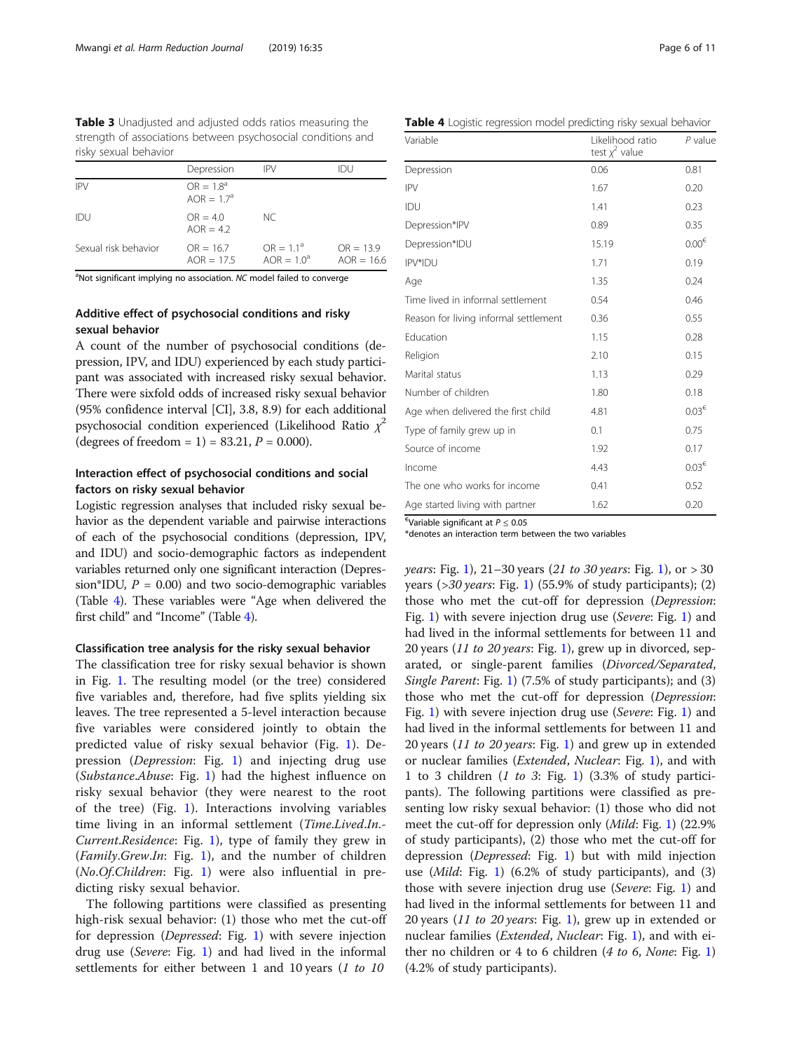**Table 3** Unadjusted and adjusted odds ratios measuring the strength of associations between psychosocial conditions and risky sexual behavior

| | Depression | IPV | IDU |
|---|---|---|---|
| IPV | OR = 1.8[a] AOR = 1.7[a] | | |
| IDU | OR = 4.0 AOR = 4.2 | NC | |
| Sexual risk behavior | OR = 16.7 AOR = 17.5 | OR = 1.1[a] AOR = 1.0[a] | OR = 13.9 AOR = 16.6 |

[a]Not significant implying no association. *NC* model failed to converge

### Additive effect of psychosocial conditions and risky sexual behavior

A count of the number of psychosocial conditions (depression, IPV, and IDU) experienced by each study participant was associated with increased risky sexual behavior. There were sixfold odds of increased risky sexual behavior (95% confidence interval [CI], 3.8, 8.9) for each additional psychosocial condition experienced (Likelihood Ratio $\chi^2$ (degrees of freedom = 1) = 83.21, $P = 0.000$).

### Interaction effect of psychosocial conditions and social factors on risky sexual behavior

Logistic regression analyses that included risky sexual behavior as the dependent variable and pairwise interactions of each of the psychosocial conditions (depression, IPV, and IDU) and socio-demographic factors as independent variables returned only one significant interaction (Depression*IDU, $P = 0.00$) and two socio-demographic variables (Table 4). These variables were "Age when delivered the first child" and "Income" (Table 4).

#### Classification tree analysis for the risky sexual behavior

The classification tree for risky sexual behavior is shown in Fig. 1. The resulting model (or the tree) considered five variables and, therefore, had five splits yielding six leaves. The tree represented a 5-level interaction because five variables were considered jointly to obtain the predicted value of risky sexual behavior (Fig. 1). Depression (*Depression*: Fig. 1) and injecting drug use (*Substance.Abuse*: Fig. 1) had the highest influence on risky sexual behavior (they were nearest to the root of the tree) (Fig. 1). Interactions involving variables time living in an informal settlement (*Time.Lived.In.-Current.Residence*: Fig. 1), type of family they grew in (*Family.Grew.In*: Fig. 1), and the number of children (*No.Of.Children*: Fig. 1) were also influential in predicting risky sexual behavior.

The following partitions were classified as presenting high-risk sexual behavior: (1) those who met the cut-off for depression (*Depressed*: Fig. 1) with severe injection drug use (*Severe*: Fig. 1) and had lived in the informal settlements for either between 1 and 10 years (*1 to 10 years*: Fig. 1), 21–30 years (*21 to 30 years*: Fig. 1), or > 30 years (*>30 years*: Fig. 1) (55.9% of study participants); (2) those who met the cut-off for depression (*Depression*: Fig. 1) with severe injection drug use (*Severe*: Fig. 1) and had lived in the informal settlements for between 11 and 20 years (*11 to 20 years*: Fig. 1), grew up in divorced, separated, or single-parent families (*Divorced/Separated*, *Single Parent*: Fig. 1) (7.5% of study participants); and (3) those who met the cut-off for depression (*Depression*: Fig. 1) with severe injection drug use (*Severe*: Fig. 1) and had lived in the informal settlements for between 11 and 20 years (*11 to 20 years*: Fig. 1) and grew up in extended or nuclear families (*Extended*, *Nuclear*: Fig. 1), and with 1 to 3 children (*1 to 3*: Fig. 1) (3.3% of study participants). The following partitions were classified as presenting low risky sexual behavior: (1) those who did not meet the cut-off for depression only (*Mild*: Fig. 1) (22.9% of study participants), (2) those who met the cut-off for depression (*Depressed*: Fig. 1) but with mild injection use (*Mild*: Fig. 1) (6.2% of study participants), and (3) those with severe injection drug use (*Severe*: Fig. 1) and had lived in the informal settlements for between 11 and 20 years (*11 to 20 years*: Fig. 1), grew up in extended or nuclear families (*Extended*, *Nuclear*: Fig. 1), and with either no children or 4 to 6 children (*4 to 6*, *None*: Fig. 1) (4.2% of study participants).

**Table 4** Logistic regression model predicting risky sexual behavior

| Variable | Likelihood ratio test $\chi^2$ value | *P* value |
|---|---|---|
| Depression | 0.06 | 0.81 |
| IPV | 1.67 | 0.20 |
| IDU | 1.41 | 0.23 |
| Depression*IPV | 0.89 | 0.35 |
| Depression*IDU | 15.19 | 0.00[€] |
| IPV*IDU | 1.71 | 0.19 |
| Age | 1.35 | 0.24 |
| Time lived in informal settlement | 0.54 | 0.46 |
| Reason for living informal settlement | 0.36 | 0.55 |
| Education | 1.15 | 0.28 |
| Religion | 2.10 | 0.15 |
| Marital status | 1.13 | 0.29 |
| Number of children | 1.80 | 0.18 |
| Age when delivered the first child | 4.81 | 0.03[€] |
| Type of family grew up in | 0.1 | 0.75 |
| Source of income | 1.92 | 0.17 |
| Income | 4.43 | 0.03[€] |
| The one who works for income | 0.41 | 0.52 |
| Age started living with partner | 1.62 | 0.20 |

[€]Variable significant at $P \leq 0.05$

*denotes an interaction term between the two variables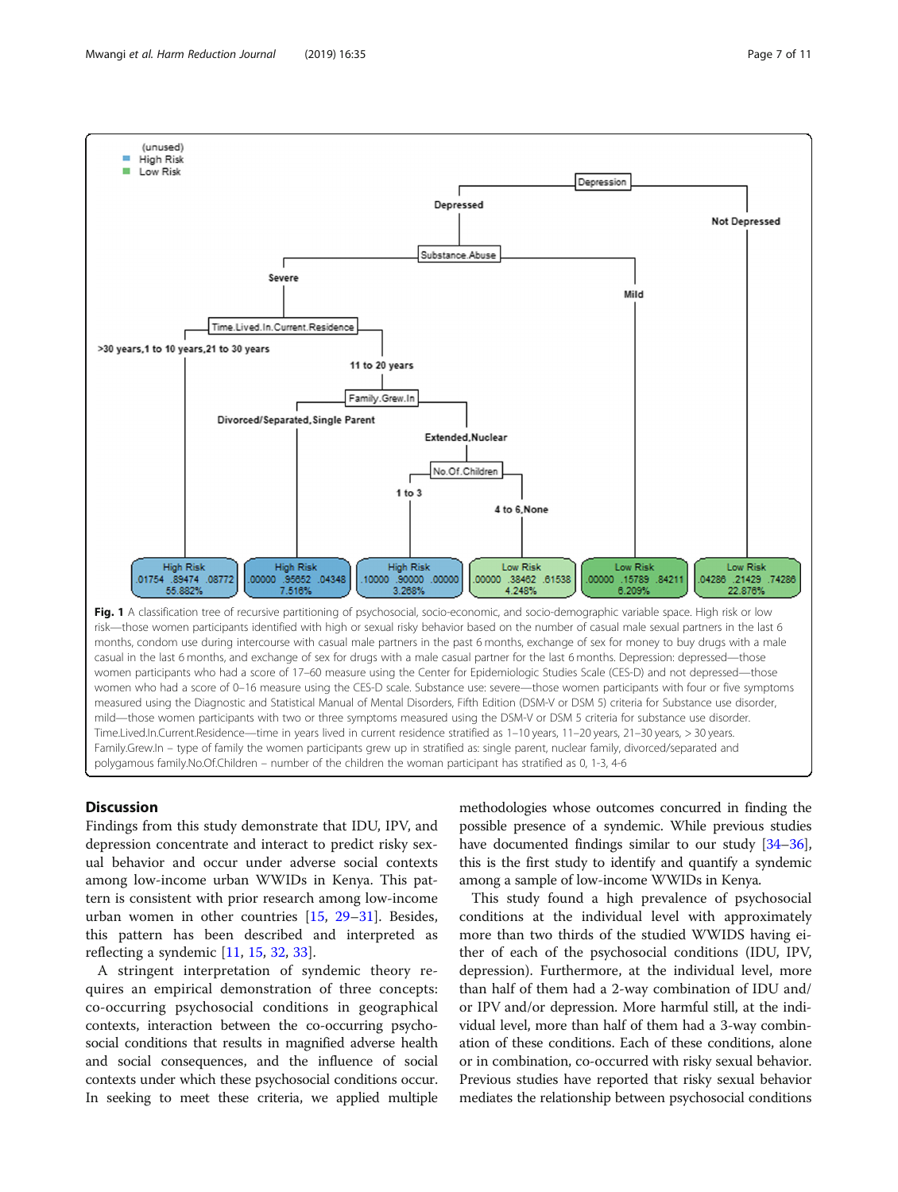(unused)
High Risk
Low Risk

Depression

Depressed | Not Depressed

Substance.Abuse

Severe | Mild

Time.Lived.In.Current.Residence

>30 years,1 to 10 years,21 to 30 years | 11 to 20 years

Family.Grew.In

Divorced/Separated,Single Parent | Extended,Nuclear

No.Of.Children

1 to 3 | 4 to 6,None

| High Risk | High Risk | High Risk | Low Risk | Low Risk | Low Risk |
|---|---|---|---|---|---|
| .01754 .89474 .08772 | .00000 .95652 .04348 | .10000 .90000 .00000 | .00000 .38462 .61538 | .00000 .15789 .84211 | .04286 .21429 .74286 |
| 55.882% | 7.516% | 3.268% | 4.248% | 6.209% | 22.876% |

**Fig. 1** A classification tree of recursive partitioning of psychosocial, socio-economic, and socio-demographic variable space. High risk or low risk—those women participants identified with high or sexual risky behavior based on the number of casual male sexual partners in the last 6 months, condom use during intercourse with casual male partners in the past 6 months, exchange of sex for money to buy drugs with a male casual in the last 6 months, and exchange of sex for drugs with a male casual partner for the last 6 months. Depression: depressed—those women participants who had a score of 17–60 measure using the Center for Epidemiologic Studies Scale (CES-D) and not depressed—those women who had a score of 0–16 measure using the CES-D scale. Substance use: severe—those women participants with four or five symptoms measured using the Diagnostic and Statistical Manual of Mental Disorders, Fifth Edition (DSM-V or DSM 5) criteria for Substance use disorder, mild—those women participants with two or three symptoms measured using the DSM-V or DSM 5 criteria for substance use disorder. Time.Lived.In.Current.Residence—time in years lived in current residence stratified as 1–10 years, 11–20 years, 21–30 years, > 30 years. Family.Grew.In – type of family the women participants grew up in stratified as: single parent, nuclear family, divorced/separated and polygamous family.No.Of.Children – number of the children the woman participant has stratified as 0, 1-3, 4-6

## Discussion

Findings from this study demonstrate that IDU, IPV, and depression concentrate and interact to predict risky sexual behavior and occur under adverse social contexts among low-income urban WWIDs in Kenya. This pattern is consistent with prior research among low-income urban women in other countries [15, 29–31]. Besides, this pattern has been described and interpreted as reflecting a syndemic [11, 15, 32, 33].

A stringent interpretation of syndemic theory requires an empirical demonstration of three concepts: co-occurring psychosocial conditions in geographical contexts, interaction between the co-occurring psychosocial conditions that results in magnified adverse health and social consequences, and the influence of social contexts under which these psychosocial conditions occur. In seeking to meet these criteria, we applied multiple methodologies whose outcomes concurred in finding the possible presence of a syndemic. While previous studies have documented findings similar to our study [34–36], this is the first study to identify and quantify a syndemic among a sample of low-income WWIDs in Kenya.

This study found a high prevalence of psychosocial conditions at the individual level with approximately more than two thirds of the studied WWIDS having either of each of the psychosocial conditions (IDU, IPV, depression). Furthermore, at the individual level, more than half of them had a 2-way combination of IDU and/or IPV and/or depression. More harmful still, at the individual level, more than half of them had a 3-way combination of these conditions. Each of these conditions, alone or in combination, co-occurred with risky sexual behavior. Previous studies have reported that risky sexual behavior mediates the relationship between psychosocial conditions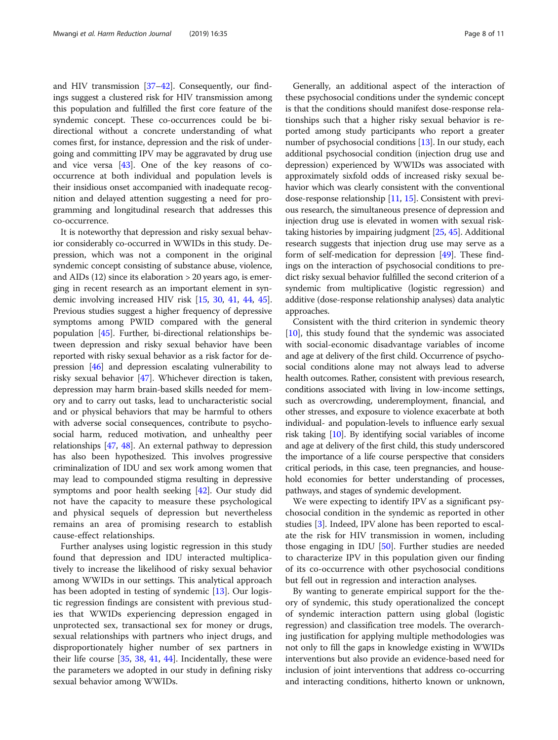and HIV transmission [37–42]. Consequently, our findings suggest a clustered risk for HIV transmission among this population and fulfilled the first core feature of the syndemic concept. These co-occurrences could be bi-directional without a concrete understanding of what comes first, for instance, depression and the risk of undergoing and committing IPV may be aggravated by drug use and vice versa [43]. One of the key reasons of co-occurrence at both individual and population levels is their insidious onset accompanied with inadequate recognition and delayed attention suggesting a need for programming and longitudinal research that addresses this co-occurrence.

It is noteworthy that depression and risky sexual behavior considerably co-occurred in WWIDs in this study. Depression, which was not a component in the original syndemic concept consisting of substance abuse, violence, and AIDs (12) since its elaboration > 20 years ago, is emerging in recent research as an important element in syndemic involving increased HIV risk [15, 30, 41, 44, 45]. Previous studies suggest a higher frequency of depressive symptoms among PWID compared with the general population [45]. Further, bi-directional relationships between depression and risky sexual behavior have been reported with risky sexual behavior as a risk factor for depression [46] and depression escalating vulnerability to risky sexual behavior [47]. Whichever direction is taken, depression may harm brain-based skills needed for memory and to carry out tasks, lead to uncharacteristic social and or physical behaviors that may be harmful to others with adverse social consequences, contribute to psychosocial harm, reduced motivation, and unhealthy peer relationships [47, 48]. An external pathway to depression has also been hypothesized. This involves progressive criminalization of IDU and sex work among women that may lead to compounded stigma resulting in depressive symptoms and poor health seeking [42]. Our study did not have the capacity to measure these psychological and physical sequels of depression but nevertheless remains an area of promising research to establish cause-effect relationships.

Further analyses using logistic regression in this study found that depression and IDU interacted multiplicatively to increase the likelihood of risky sexual behavior among WWIDs in our settings. This analytical approach has been adopted in testing of syndemic [13]. Our logistic regression findings are consistent with previous studies that WWIDs experiencing depression engaged in unprotected sex, transactional sex for money or drugs, sexual relationships with partners who inject drugs, and disproportionately higher number of sex partners in their life course [35, 38, 41, 44]. Incidentally, these were the parameters we adopted in our study in defining risky sexual behavior among WWIDs.

Generally, an additional aspect of the interaction of these psychosocial conditions under the syndemic concept is that the conditions should manifest dose-response relationships such that a higher risky sexual behavior is reported among study participants who report a greater number of psychosocial conditions [13]. In our study, each additional psychosocial condition (injection drug use and depression) experienced by WWIDs was associated with approximately sixfold odds of increased risky sexual behavior which was clearly consistent with the conventional dose-response relationship [11, 15]. Consistent with previous research, the simultaneous presence of depression and injection drug use is elevated in women with sexual risk-taking histories by impairing judgment [25, 45]. Additional research suggests that injection drug use may serve as a form of self-medication for depression [49]. These findings on the interaction of psychosocial conditions to predict risky sexual behavior fulfilled the second criterion of a syndemic from multiplicative (logistic regression) and additive (dose-response relationship analyses) data analytic approaches.

Consistent with the third criterion in syndemic theory [10], this study found that the syndemic was associated with social-economic disadvantage variables of income and age at delivery of the first child. Occurrence of psychosocial conditions alone may not always lead to adverse health outcomes. Rather, consistent with previous research, conditions associated with living in low-income settings, such as overcrowding, underemployment, financial, and other stresses, and exposure to violence exacerbate at both individual- and population-levels to influence early sexual risk taking [10]. By identifying social variables of income and age at delivery of the first child, this study underscored the importance of a life course perspective that considers critical periods, in this case, teen pregnancies, and household economies for better understanding of processes, pathways, and stages of syndemic development.

We were expecting to identify IPV as a significant psychosocial condition in the syndemic as reported in other studies [3]. Indeed, IPV alone has been reported to escalate the risk for HIV transmission in women, including those engaging in IDU [50]. Further studies are needed to characterize IPV in this population given our finding of its co-occurrence with other psychosocial conditions but fell out in regression and interaction analyses.

By wanting to generate empirical support for the theory of syndemic, this study operationalized the concept of syndemic interaction pattern using global (logistic regression) and classification tree models. The overarching justification for applying multiple methodologies was not only to fill the gaps in knowledge existing in WWIDs interventions but also provide an evidence-based need for inclusion of joint interventions that address co-occurring and interacting conditions, hitherto known or unknown,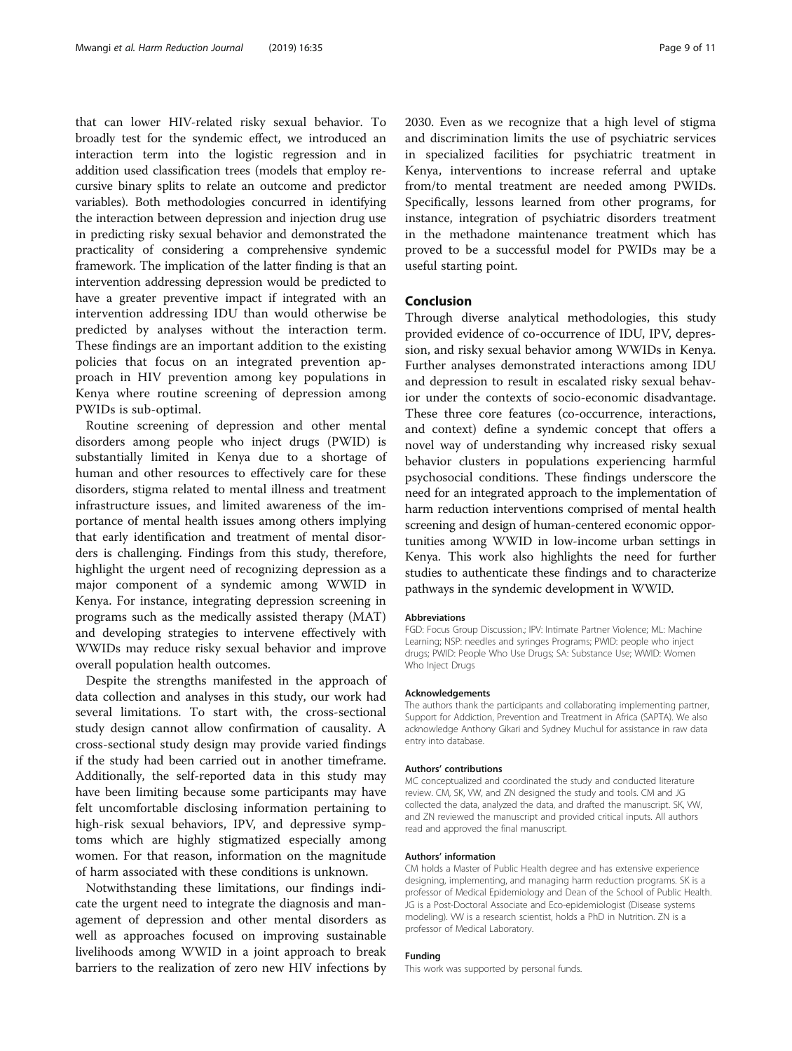that can lower HIV-related risky sexual behavior. To broadly test for the syndemic effect, we introduced an interaction term into the logistic regression and in addition used classification trees (models that employ recursive binary splits to relate an outcome and predictor variables). Both methodologies concurred in identifying the interaction between depression and injection drug use in predicting risky sexual behavior and demonstrated the practicality of considering a comprehensive syndemic framework. The implication of the latter finding is that an intervention addressing depression would be predicted to have a greater preventive impact if integrated with an intervention addressing IDU than would otherwise be predicted by analyses without the interaction term. These findings are an important addition to the existing policies that focus on an integrated prevention approach in HIV prevention among key populations in Kenya where routine screening of depression among PWIDs is sub-optimal.

Routine screening of depression and other mental disorders among people who inject drugs (PWID) is substantially limited in Kenya due to a shortage of human and other resources to effectively care for these disorders, stigma related to mental illness and treatment infrastructure issues, and limited awareness of the importance of mental health issues among others implying that early identification and treatment of mental disorders is challenging. Findings from this study, therefore, highlight the urgent need of recognizing depression as a major component of a syndemic among WWID in Kenya. For instance, integrating depression screening in programs such as the medically assisted therapy (MAT) and developing strategies to intervene effectively with WWIDs may reduce risky sexual behavior and improve overall population health outcomes.

Despite the strengths manifested in the approach of data collection and analyses in this study, our work had several limitations. To start with, the cross-sectional study design cannot allow confirmation of causality. A cross-sectional study design may provide varied findings if the study had been carried out in another timeframe. Additionally, the self-reported data in this study may have been limiting because some participants may have felt uncomfortable disclosing information pertaining to high-risk sexual behaviors, IPV, and depressive symptoms which are highly stigmatized especially among women. For that reason, information on the magnitude of harm associated with these conditions is unknown.

Notwithstanding these limitations, our findings indicate the urgent need to integrate the diagnosis and management of depression and other mental disorders as well as approaches focused on improving sustainable livelihoods among WWID in a joint approach to break barriers to the realization of zero new HIV infections by 2030. Even as we recognize that a high level of stigma and discrimination limits the use of psychiatric services in specialized facilities for psychiatric treatment in Kenya, interventions to increase referral and uptake from/to mental treatment are needed among PWIDs. Specifically, lessons learned from other programs, for instance, integration of psychiatric disorders treatment in the methadone maintenance treatment which has proved to be a successful model for PWIDs may be a useful starting point.

## Conclusion

Through diverse analytical methodologies, this study provided evidence of co-occurrence of IDU, IPV, depression, and risky sexual behavior among WWIDs in Kenya. Further analyses demonstrated interactions among IDU and depression to result in escalated risky sexual behavior under the contexts of socio-economic disadvantage. These three core features (co-occurrence, interactions, and context) define a syndemic concept that offers a novel way of understanding why increased risky sexual behavior clusters in populations experiencing harmful psychosocial conditions. These findings underscore the need for an integrated approach to the implementation of harm reduction interventions comprised of mental health screening and design of human-centered economic opportunities among WWID in low-income urban settings in Kenya. This work also highlights the need for further studies to authenticate these findings and to characterize pathways in the syndemic development in WWID.

#### Abbreviations

FGD: Focus Group Discussion.; IPV: Intimate Partner Violence; ML: Machine Learning; NSP: needles and syringes Programs; PWID: people who inject drugs; PWID: People Who Use Drugs; SA: Substance Use; WWID: Women Who Inject Drugs

#### Acknowledgements

The authors thank the participants and collaborating implementing partner, Support for Addiction, Prevention and Treatment in Africa (SAPTA). We also acknowledge Anthony Gikari and Sydney Muchul for assistance in raw data entry into database.

#### Authors' contributions

MC conceptualized and coordinated the study and conducted literature review. CM, SK, VW, and ZN designed the study and tools. CM and JG collected the data, analyzed the data, and drafted the manuscript. SK, VW, and ZN reviewed the manuscript and provided critical inputs. All authors read and approved the final manuscript.

#### Authors' information

CM holds a Master of Public Health degree and has extensive experience designing, implementing, and managing harm reduction programs. SK is a professor of Medical Epidemiology and Dean of the School of Public Health. JG is a Post-Doctoral Associate and Eco-epidemiologist (Disease systems modeling). VW is a research scientist, holds a PhD in Nutrition. ZN is a professor of Medical Laboratory.

#### Funding

This work was supported by personal funds.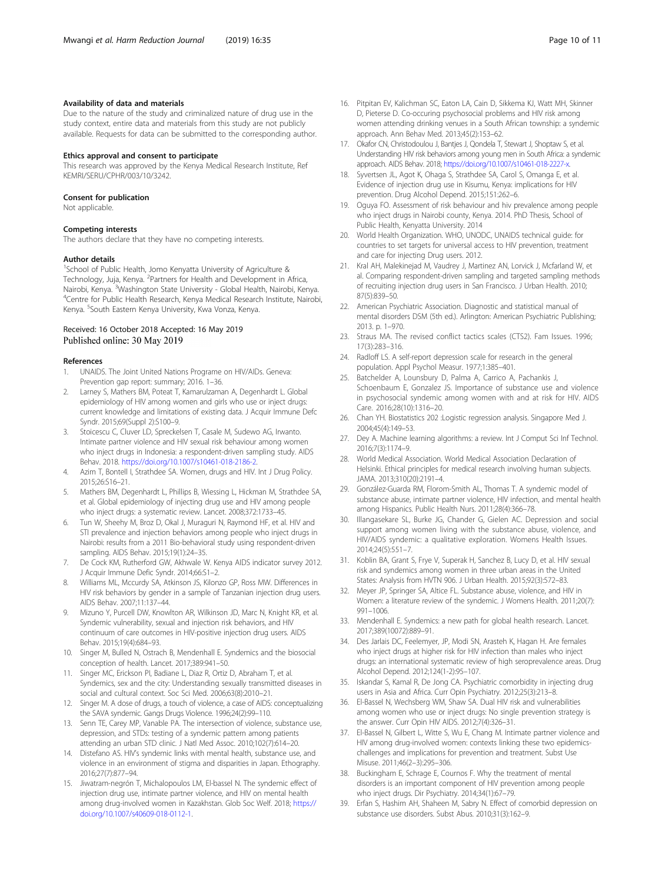#### Availability of data and materials

Due to the nature of the study and criminalized nature of drug use in the study context, entire data and materials from this study are not publicly available. Requests for data can be submitted to the corresponding author.

#### Ethics approval and consent to participate

This research was approved by the Kenya Medical Research Institute, Ref KEMRI/SERU/CPHR/003/10/3242.

#### Consent for publication

Not applicable.

#### Competing interests

The authors declare that they have no competing interests.

#### Author details

[1]School of Public Health, Jomo Kenyatta University of Agriculture & Technology, Juja, Kenya. [2]Partners for Health and Development in Africa, Nairobi, Kenya. [3]Washington State University - Global Health, Nairobi, Kenya. [4]Centre for Public Health Research, Kenya Medical Research Institute, Nairobi, Kenya. [5]South Eastern Kenya University, Kwa Vonza, Kenya.

Received: 16 October 2018 Accepted: 16 May 2019
Published online: 30 May 2019

#### References

1. UNAIDS. The Joint United Nations Programe on HIV/AIDs. Geneva: Prevention gap report: summary; 2016. 1–36.
2. Larney S, Mathers BM, Poteat T, Kamarulzaman A, Degenhardt L. Global epidemiology of HIV among women and girls who use or inject drugs: current knowledge and limitations of existing data. J Acquir Immune Defc Syndr. 2015;69(Suppl 2):S100–9.
3. Stoicescu C, Cluver LD, Spreckelsen T, Casale M, Sudewo AG, Irwanto. Intimate partner violence and HIV sexual risk behaviour among women who inject drugs in Indonesia: a respondent-driven sampling study. AIDS Behav. 2018. https://doi.org/10.1007/s10461-018-2186-2.
4. Azim T, Bontell I, Strathdee SA. Women, drugs and HIV. Int J Drug Policy. 2015;26:S16–21.
5. Mathers BM, Degenhardt L, Phillips B, Wiessing L, Hickman M, Strathdee SA, et al. Global epidemiology of injecting drug use and HIV among people who inject drugs: a systematic review. Lancet. 2008;372:1733–45.
6. Tun W, Sheehy M, Broz D, Okal J, Muraguri N, Raymond HF, et al. HIV and STI prevalence and injection behaviors among people who inject drugs in Nairobi: results from a 2011 Bio-behavioral study using respondent-driven sampling. AIDS Behav. 2015;19(1):24–35.
7. De Cock KM, Rutherford GW, Akhwale W. Kenya AIDS indicator survey 2012. J Acquir Immune Defic Syndr. 2014;66:S1–2.
8. Williams ML, Mccurdy SA, Atkinson JS, Kilonzo GP, Ross MW. Differences in HIV risk behaviors by gender in a sample of Tanzanian injection drug users. AIDS Behav. 2007;11:137–44.
9. Mizuno Y, Purcell DW, Knowlton AR, Wilkinson JD, Marc N, Knight KR, et al. Syndemic vulnerability, sexual and injection risk behaviors, and HIV continuum of care outcomes in HIV-positive injection drug users. AIDS Behav. 2015;19(4):684–93.
10. Singer M, Bulled N, Ostrach B, Mendenhall E. Syndemics and the biosocial conception of health. Lancet. 2017;389:941–50.
11. Singer MC, Erickson PI, Badiane L, Diaz R, Ortiz D, Abraham T, et al. Syndemics, sex and the city: Understanding sexually transmitted diseases in social and cultural context. Soc Sci Med. 2006;63(8):2010–21.
12. Singer M. A dose of drugs, a touch of violence, a case of AIDS: conceptualizing the SAVA syndemic. Gangs Drugs Violence. 1996;24(2):99–110.
13. Senn TE, Carey MP, Vanable PA. The intersection of violence, substance use, depression, and STDs: testing of a syndemic pattern among patients attending an urban STD clinic. J Natl Med Assoc. 2010;102(7):614–20.
14. Distefano AS. HIV's syndemic links with mental health, substance use, and violence in an environment of stigma and disparities in Japan. Ethography. 2016;27(7):877–94.
15. Jiwatram-negrón T, Michalopoulos LM, El-bassel N. The syndemic effect of injection drug use, intimate partner violence, and HIV on mental health among drug-involved women in Kazakhstan. Glob Soc Welf. 2018; https://doi.org/10.1007/s40609-018-0112-1.
16. Pitpitan EV, Kalichman SC, Eaton LA, Cain D, Sikkema KJ, Watt MH, Skinner D, Pieterse D. Co-occuring psychosocial problems and HIV risk among women attending drinking venues in a South African township: a syndemic approach. Ann Behav Med. 2013;45(2):153–62.
17. Okafor CN, Christodoulou J, Bantjes J, Qondela T, Stewart J, Shoptaw S, et al. Understanding HIV risk behaviors among young men in South Africa: a syndemic approach. AIDS Behav. 2018; https://doi.org/10.1007/s10461-018-2227-x.
18. Syvertsen JL, Agot K, Ohaga S, Strathdee SA, Carol S, Omanga E, et al. Evidence of injection drug use in Kisumu, Kenya: implications for HIV prevention. Drug Alcohol Depend. 2015;151:262–6.
19. Oguya FO. Assessment of risk behaviour and hiv prevalence among people who inject drugs in Nairobi county, Kenya. 2014. PhD Thesis, School of Public Health, Kenyatta University. 2014
20. World Health Organization. WHO, UNODC, UNAIDS technical guide: for countries to set targets for universal access to HIV prevention, treatment and care for injecting Drug users. 2012.
21. Kral AH, Malekinejad M, Vaudrey J, Martinez AN, Lorvick J, Mcfarland W, et al. Comparing respondent-driven sampling and targeted sampling methods of recruiting injection drug users in San Francisco. J Urban Health. 2010; 87(5):839–50.
22. American Psychiatric Association. Diagnostic and statistical manual of mental disorders DSM (5th ed.). Arlington: American Psychiatric Publishing; 2013. p. 1–970.
23. Straus MA. The revised conflict tactics scales (CTS2). Fam Issues. 1996; 17(3):283–316.
24. Radloff LS. A self-report depression scale for research in the general population. Appl Psychol Measur. 1977;1:385–401.
25. Batchelder A, Lounsbury D, Palma A, Carrico A, Pachankis J, Schoenbaum E, Gonzalez JS. Importance of substance use and violence in psychosocial syndemic among women with and at risk for HIV. AIDS Care. 2016;28(10):1316–20.
26. Chan YH. Biostatistics 202 :Logistic regression analysis. Singapore Med J. 2004;45(4):149–53.
27. Dey A. Machine learning algorithms: a review. Int J Comput Sci Inf Technol. 2016;7(3):1174–9.
28. World Medical Association. World Medical Association Declaration of Helsinki. Ethical principles for medical research involving human subjects. JAMA. 2013;310(20):2191–4.
29. González-Guarda RM, Florom-Smith AL, Thomas T. A syndemic model of substance abuse, intimate partner violence, HIV infection, and mental health among Hispanics. Public Health Nurs. 2011;28(4):366–78.
30. Illangasekare SL, Burke JG, Chander G, Gielen AC. Depression and social support among women living with the substance abuse, violence, and HIV/AIDS syndemic: a qualitative exploration. Womens Health Issues. 2014;24(5):551–7.
31. Koblin BA, Grant S, Frye V, Superak H, Sanchez B, Lucy D, et al. HIV sexual risk and syndemics among women in three urban areas in the United States: Analysis from HVTN 906. J Urban Health. 2015;92(3):572–83.
32. Meyer JP, Springer SA, Altice FL. Substance abuse, violence, and HIV in Women: a literature review of the syndemic. J Womens Health. 2011;20(7): 991–1006.
33. Mendenhall E. Syndemics: a new path for global health research. Lancet. 2017;389(10072):889–91.
34. Des Jarlais DC, Feelemyer, JP, Modi SN, Arasteh K, Hagan H. Are females who inject drugs at higher risk for HIV infection than males who inject drugs: an international systematic review of high seroprevalence areas. Drug Alcohol Depend. 2012;124(1-2):95–107.
35. Iskandar S, Kamal R, De Jong CA. Psychiatric comorbidity in injecting drug users in Asia and Africa. Curr Opin Psychiatry. 2012;25(3):213–8.
36. El-Bassel N, Wechsberg WM, Shaw SA. Dual HIV risk and vulnerabilities among women who use or inject drugs: No single prevention strategy is the answer. Curr Opin HIV AIDS. 2012;7(4):326–31.
37. El-Bassel N, Gilbert L, Witte S, Wu E, Chang M. Intimate partner violence and HIV among drug-involved women: contexts linking these two epidemics-challenges and implications for prevention and treatment. Subst Use Misuse. 2011;46(2–3):295–306.
38. Buckingham E, Schrage E, Cournos F. Why the treatment of mental disorders is an important component of HIV prevention among people who inject drugs. Dir Psychiatry. 2014;34(1):67–79.
39. Erfan S, Hashim AH, Shaheen M, Sabry N. Effect of comorbid depression on substance use disorders. Subst Abus. 2010;31(3):162–9.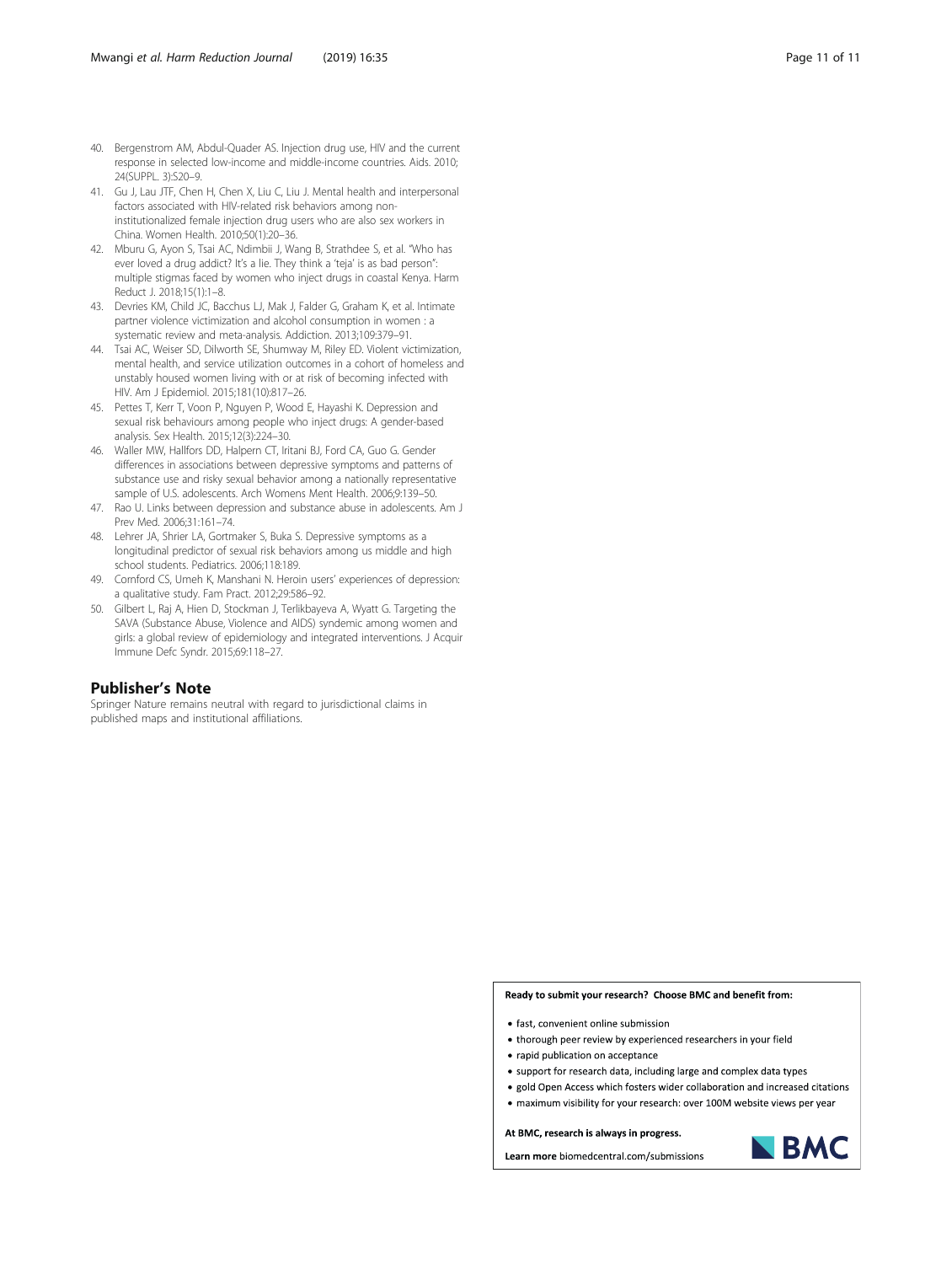40. Bergenstrom AM, Abdul-Quader AS. Injection drug use, HIV and the current response in selected low-income and middle-income countries. Aids. 2010; 24(SUPPL. 3):S20–9.
41. Gu J, Lau JTF, Chen H, Chen X, Liu C, Liu J. Mental health and interpersonal factors associated with HIV-related risk behaviors among non-institutionalized female injection drug users who are also sex workers in China. Women Health. 2010;50(1):20–36.
42. Mburu G, Ayon S, Tsai AC, Ndimbii J, Wang B, Strathdee S, et al. "Who has ever loved a drug addict? It's a lie. They think a 'teja' is as bad person": multiple stigmas faced by women who inject drugs in coastal Kenya. Harm Reduct J. 2018;15(1):1–8.
43. Devries KM, Child JC, Bacchus LJ, Mak J, Falder G, Graham K, et al. Intimate partner violence victimization and alcohol consumption in women : a systematic review and meta-analysis. Addiction. 2013;109:379–91.
44. Tsai AC, Weiser SD, Dilworth SE, Shumway M, Riley ED. Violent victimization, mental health, and service utilization outcomes in a cohort of homeless and unstably housed women living with or at risk of becoming infected with HIV. Am J Epidemiol. 2015;181(10):817–26.
45. Pettes T, Kerr T, Voon P, Nguyen P, Wood E, Hayashi K. Depression and sexual risk behaviours among people who inject drugs: A gender-based analysis. Sex Health. 2015;12(3):224–30.
46. Waller MW, Hallfors DD, Halpern CT, Iritani BJ, Ford CA, Guo G. Gender differences in associations between depressive symptoms and patterns of substance use and risky sexual behavior among a nationally representative sample of U.S. adolescents. Arch Womens Ment Health. 2006;9:139–50.
47. Rao U. Links between depression and substance abuse in adolescents. Am J Prev Med. 2006;31:161–74.
48. Lehrer JA, Shrier LA, Gortmaker S, Buka S. Depressive symptoms as a longitudinal predictor of sexual risk behaviors among us middle and high school students. Pediatrics. 2006;118:189.
49. Cornford CS, Umeh K, Manshani N. Heroin users' experiences of depression: a qualitative study. Fam Pract. 2012;29:586–92.
50. Gilbert L, Raj A, Hien D, Stockman J, Terlikbayeva A, Wyatt G. Targeting the SAVA (Substance Abuse, Violence and AIDS) syndemic among women and girls: a global review of epidemiology and integrated interventions. J Acquir Immune Defc Syndr. 2015;69:118–27.

## Publisher's Note

Springer Nature remains neutral with regard to jurisdictional claims in published maps and institutional affiliations.

**Ready to submit your research? Choose BMC and benefit from:**

- fast, convenient online submission
- thorough peer review by experienced researchers in your field
- rapid publication on acceptance
- support for research data, including large and complex data types
- gold Open Access which fosters wider collaboration and increased citations
- maximum visibility for your research: over 100M website views per year

**At BMC, research is always in progress.**

**Learn more** biomedcentral.com/submissions

BMC